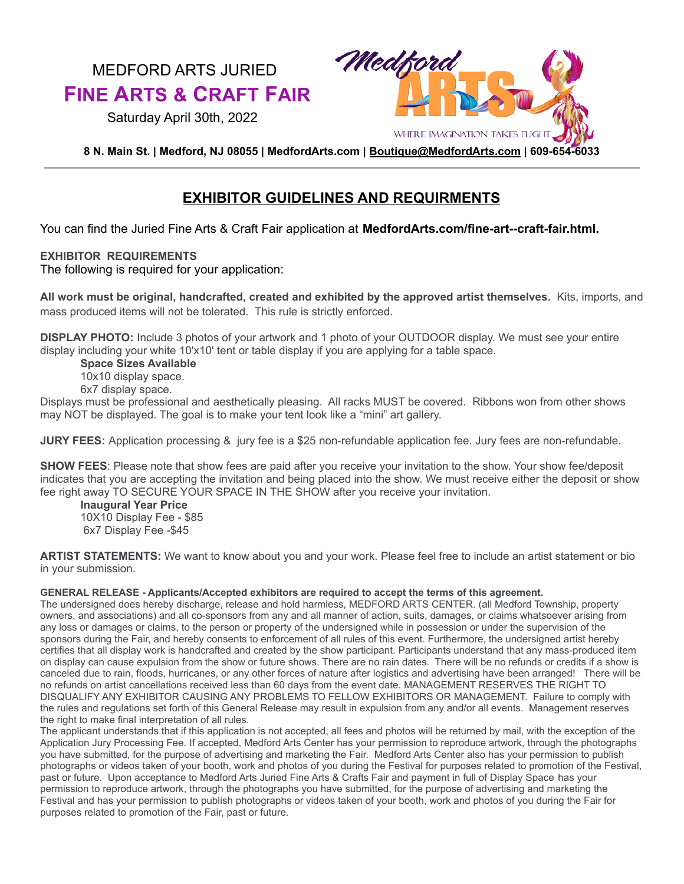MEDFORD ARTS JURIED

# FINE ARTS & CRAFT FAIR

Saturday April 30th, 2022

Medford ARTS

WHERE IMAGINATION TAKES FLIGHT

**8 N. Main St. | Medford, NJ 08055 | MedfordArts.com | Boutique@MedfordArts.com | 609-654-6033**

---

## EXHIBITOR GUIDELINES AND REQUIRMENTS

You can find the Juried Fine Arts & Craft Fair application at **MedfordArts.com/fine-art--craft-fair.html.**

**EXHIBITOR REQUIREMENTS**

The following is required for your application:

**All work must be original, handcrafted, created and exhibited by the approved artist themselves.** Kits, imports, and mass produced items will not be tolerated. This rule is strictly enforced.

**DISPLAY PHOTO:** Include 3 photos of your artwork and 1 photo of your OUTDOOR display. We must see your entire display including your white 10'x10' tent or table display if you are applying for a table space.

**Space Sizes Available**
10x10 display space.
6x7 display space.

Displays must be professional and aesthetically pleasing. All racks MUST be covered. Ribbons won from other shows may NOT be displayed. The goal is to make your tent look like a "mini" art gallery.

**JURY FEES:** Application processing & jury fee is a $25 non-refundable application fee. Jury fees are non-refundable.

**SHOW FEES**: Please note that show fees are paid after you receive your invitation to the show. Your show fee/deposit indicates that you are accepting the invitation and being placed into the show. We must receive either the deposit or show fee right away TO SECURE YOUR SPACE IN THE SHOW after you receive your invitation.

**Inaugural Year Price**
10X10 Display Fee - $85
6x7 Display Fee -$45

**ARTIST STATEMENTS:** We want to know about you and your work. Please feel free to include an artist statement or bio in your submission.

**GENERAL RELEASE - Applicants/Accepted exhibitors are required to accept the terms of this agreement.**

The undersigned does hereby discharge, release and hold harmless, MEDFORD ARTS CENTER. (all Medford Township, property owners, and associations) and all co-sponsors from any and all manner of action, suits, damages, or claims whatsoever arising from any loss or damages or claims, to the person or property of the undersigned while in possession or under the supervision of the sponsors during the Fair, and hereby consents to enforcement of all rules of this event. Furthermore, the undersigned artist hereby certifies that all display work is handcrafted and created by the show participant. Participants understand that any mass-produced item on display can cause expulsion from the show or future shows. There are no rain dates. There will be no refunds or credits if a show is canceled due to rain, floods, hurricanes, or any other forces of nature after logistics and advertising have been arranged! There will be no refunds on artist cancellations received less than 60 days from the event date. MANAGEMENT RESERVES THE RIGHT TO DISQUALIFY ANY EXHIBITOR CAUSING ANY PROBLEMS TO FELLOW EXHIBITORS OR MANAGEMENT. Failure to comply with the rules and regulations set forth of this General Release may result in expulsion from any and/or all events. Management reserves the right to make final interpretation of all rules.

The applicant understands that if this application is not accepted, all fees and photos will be returned by mail, with the exception of the Application Jury Processing Fee. If accepted, Medford Arts Center has your permission to reproduce artwork, through the photographs you have submitted, for the purpose of advertising and marketing the Fair. Medford Arts Center also has your permission to publish photographs or videos taken of your booth, work and photos of you during the Festival for purposes related to promotion of the Festival, past or future. Upon acceptance to Medford Arts Juried Fine Arts & Crafts Fair and payment in full of Display Space has your permission to reproduce artwork, through the photographs you have submitted, for the purpose of advertising and marketing the Festival and has your permission to publish photographs or videos taken of your booth, work and photos of you during the Fair for purposes related to promotion of the Fair, past or future.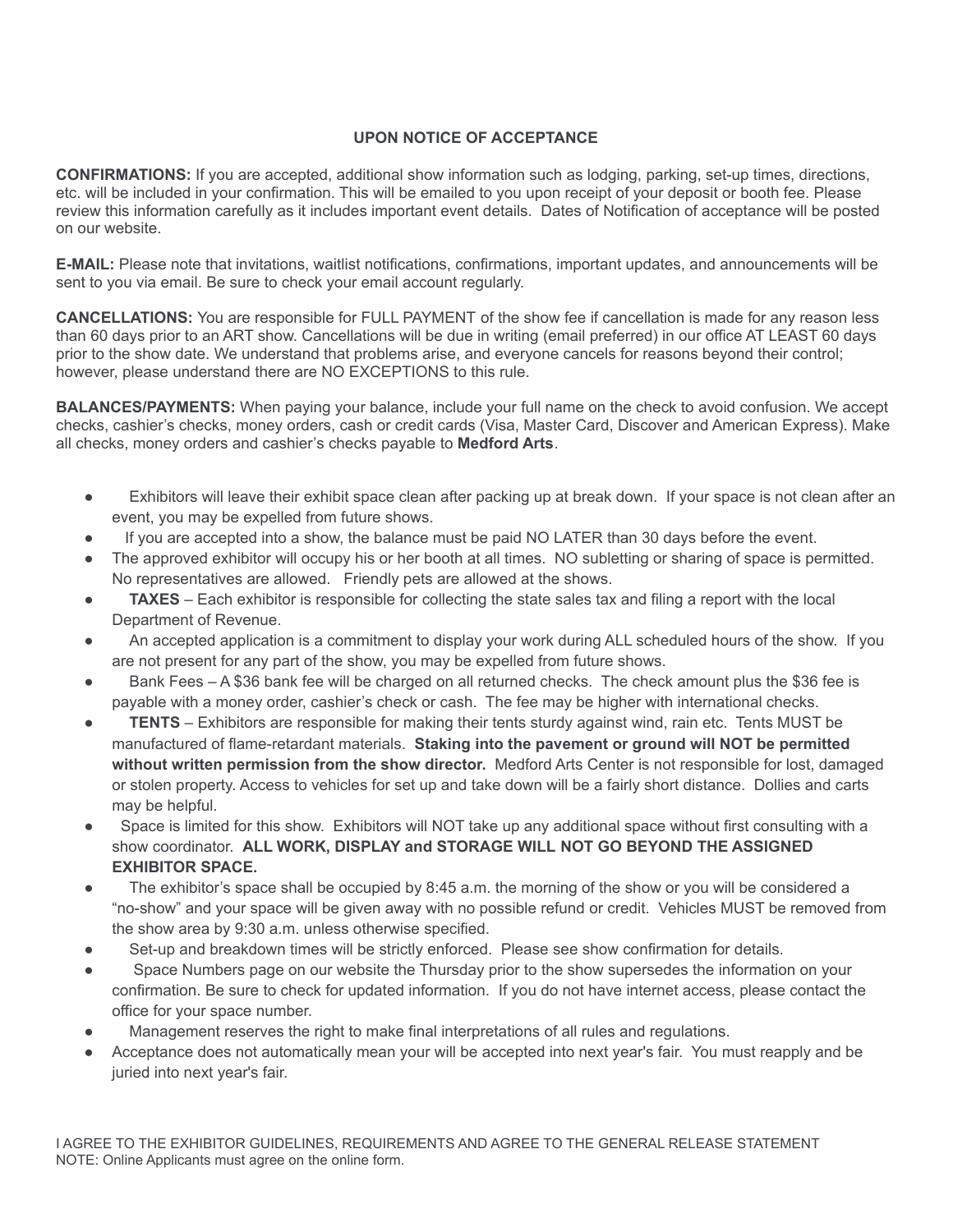## UPON NOTICE OF ACCEPTANCE

**CONFIRMATIONS:** If you are accepted, additional show information such as lodging, parking, set-up times, directions, etc. will be included in your confirmation. This will be emailed to you upon receipt of your deposit or booth fee. Please review this information carefully as it includes important event details. Dates of Notification of acceptance will be posted on our website.

**E-MAIL:** Please note that invitations, waitlist notifications, confirmations, important updates, and announcements will be sent to you via email. Be sure to check your email account regularly.

**CANCELLATIONS:** You are responsible for FULL PAYMENT of the show fee if cancellation is made for any reason less than 60 days prior to an ART show. Cancellations will be due in writing (email preferred) in our office AT LEAST 60 days prior to the show date. We understand that problems arise, and everyone cancels for reasons beyond their control; however, please understand there are NO EXCEPTIONS to this rule.

**BALANCES/PAYMENTS:** When paying your balance, include your full name on the check to avoid confusion. We accept checks, cashier's checks, money orders, cash or credit cards (Visa, Master Card, Discover and American Express). Make all checks, money orders and cashier's checks payable to **Medford Arts**.

- Exhibitors will leave their exhibit space clean after packing up at break down. If your space is not clean after an event, you may be expelled from future shows.
- If you are accepted into a show, the balance must be paid NO LATER than 30 days before the event.
- The approved exhibitor will occupy his or her booth at all times. NO subletting or sharing of space is permitted. No representatives are allowed. Friendly pets are allowed at the shows.
- **TAXES** – Each exhibitor is responsible for collecting the state sales tax and filing a report with the local Department of Revenue.
- An accepted application is a commitment to display your work during ALL scheduled hours of the show. If you are not present for any part of the show, you may be expelled from future shows.
- Bank Fees – A $36 bank fee will be charged on all returned checks. The check amount plus the $36 fee is payable with a money order, cashier's check or cash. The fee may be higher with international checks.
- **TENTS** – Exhibitors are responsible for making their tents sturdy against wind, rain etc. Tents MUST be manufactured of flame-retardant materials. **Staking into the pavement or ground will NOT be permitted without written permission from the show director.** Medford Arts Center is not responsible for lost, damaged or stolen property. Access to vehicles for set up and take down will be a fairly short distance. Dollies and carts may be helpful.
- Space is limited for this show. Exhibitors will NOT take up any additional space without first consulting with a show coordinator. **ALL WORK, DISPLAY and STORAGE WILL NOT GO BEYOND THE ASSIGNED EXHIBITOR SPACE.**
- The exhibitor's space shall be occupied by 8:45 a.m. the morning of the show or you will be considered a "no-show" and your space will be given away with no possible refund or credit. Vehicles MUST be removed from the show area by 9:30 a.m. unless otherwise specified.
- Set-up and breakdown times will be strictly enforced. Please see show confirmation for details.
- Space Numbers page on our website the Thursday prior to the show supersedes the information on your confirmation. Be sure to check for updated information. If you do not have internet access, please contact the office for your space number.
- Management reserves the right to make final interpretations of all rules and regulations.
- Acceptance does not automatically mean your will be accepted into next year's fair. You must reapply and be juried into next year's fair.

I AGREE TO THE EXHIBITOR GUIDELINES, REQUIREMENTS AND AGREE TO THE GENERAL RELEASE STATEMENT
NOTE: Online Applicants must agree on the online form.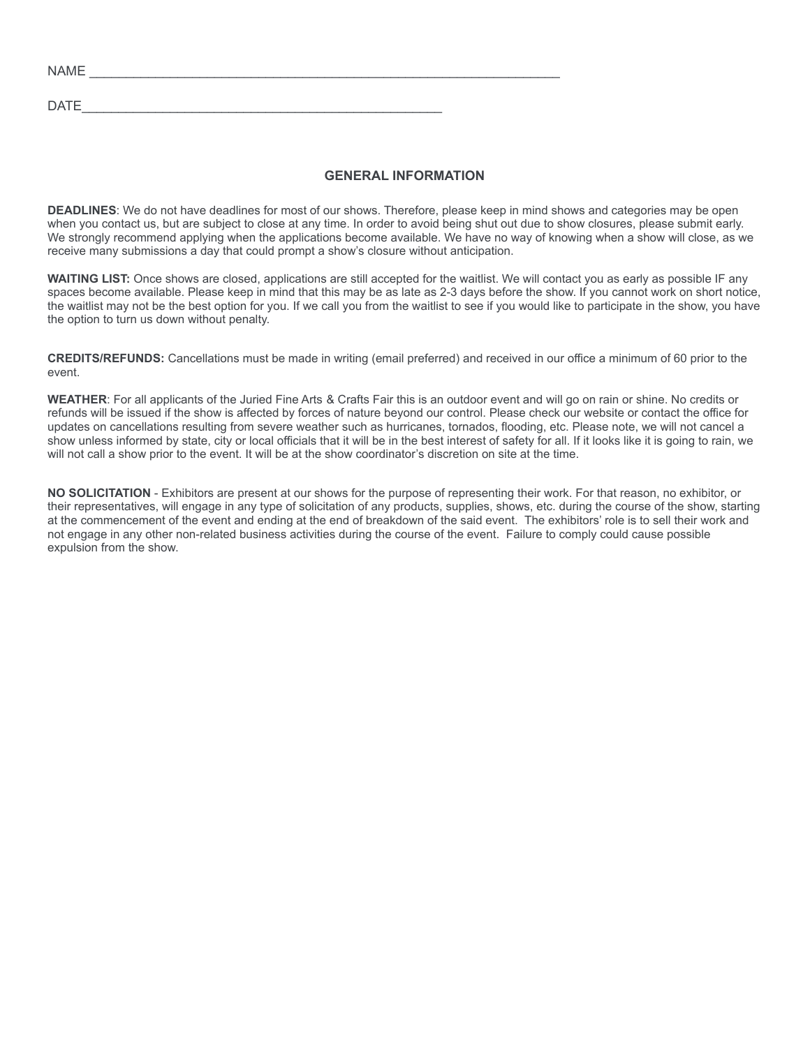NAME ___________________________________________________________________

DATE____________________________________________________

## GENERAL INFORMATION

**DEADLINES**: We do not have deadlines for most of our shows. Therefore, please keep in mind shows and categories may be open when you contact us, but are subject to close at any time. In order to avoid being shut out due to show closures, please submit early. We strongly recommend applying when the applications become available. We have no way of knowing when a show will close, as we receive many submissions a day that could prompt a show's closure without anticipation.

**WAITING LIST:** Once shows are closed, applications are still accepted for the waitlist. We will contact you as early as possible IF any spaces become available. Please keep in mind that this may be as late as 2-3 days before the show. If you cannot work on short notice, the waitlist may not be the best option for you. If we call you from the waitlist to see if you would like to participate in the show, you have the option to turn us down without penalty.

**CREDITS/REFUNDS:** Cancellations must be made in writing (email preferred) and received in our office a minimum of 60 prior to the event.

**WEATHER**: For all applicants of the Juried Fine Arts & Crafts Fair this is an outdoor event and will go on rain or shine. No credits or refunds will be issued if the show is affected by forces of nature beyond our control. Please check our website or contact the office for updates on cancellations resulting from severe weather such as hurricanes, tornados, flooding, etc. Please note, we will not cancel a show unless informed by state, city or local officials that it will be in the best interest of safety for all. If it looks like it is going to rain, we will not call a show prior to the event. It will be at the show coordinator's discretion on site at the time.

**NO SOLICITATION** - Exhibitors are present at our shows for the purpose of representing their work. For that reason, no exhibitor, or their representatives, will engage in any type of solicitation of any products, supplies, shows, etc. during the course of the show, starting at the commencement of the event and ending at the end of breakdown of the said event. The exhibitors' role is to sell their work and not engage in any other non-related business activities during the course of the event. Failure to comply could cause possible expulsion from the show.